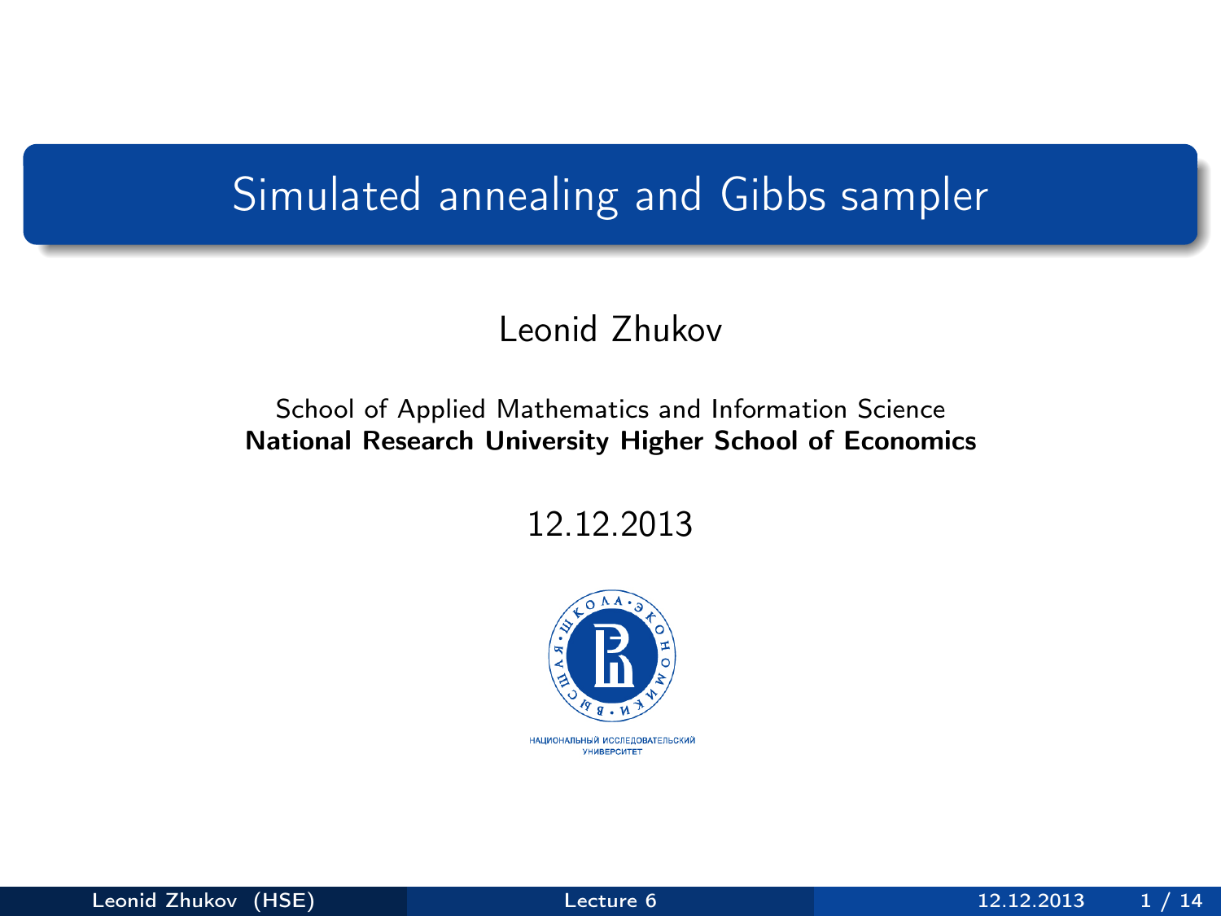# Simulated annealing and Gibbs sampler

Leonid Zhukov

School of Applied Mathematics and Information Science
**National Research University Higher School of Economics**

12.12.2013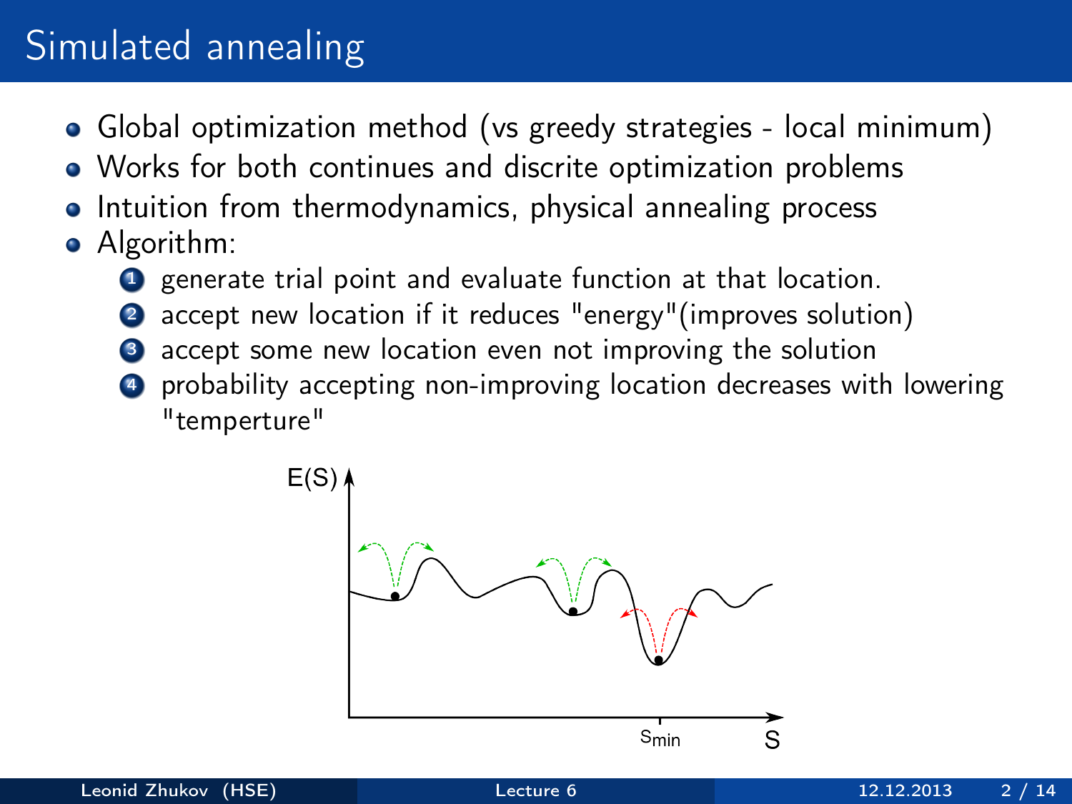# Simulated annealing

- Global optimization method (vs greedy strategies - local minimum)
- Works for both continues and discrite optimization problems
- Intuition from thermodynamics, physical annealing process
- Algorithm:
  1. generate trial point and evaluate function at that location.
  2. accept new location if it reduces "energy"(improves solution)
  3. accept some new location even not improving the solution
  4. probability accepting non-improving location decreases with lowering "temperture"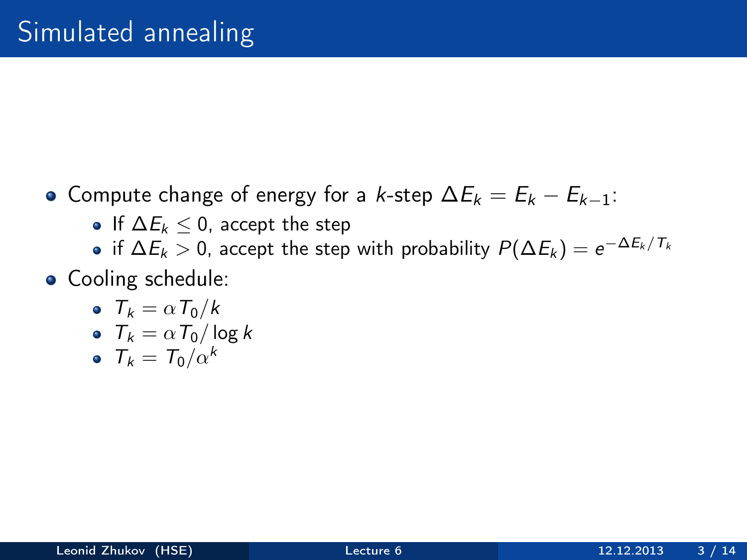# Simulated annealing

- Compute change of energy for a $k$-step $\Delta E_k = E_k - E_{k-1}$:
  - If $\Delta E_k \leq 0$, accept the step
  - if $\Delta E_k > 0$, accept the step with probability $P(\Delta E_k) = e^{-\Delta E_k / T_k}$
- Cooling schedule:
  - $T_k = \alpha T_0 / k$
  - $T_k = \alpha T_0 / \log k$
  - $T_k = T_0 / \alpha^k$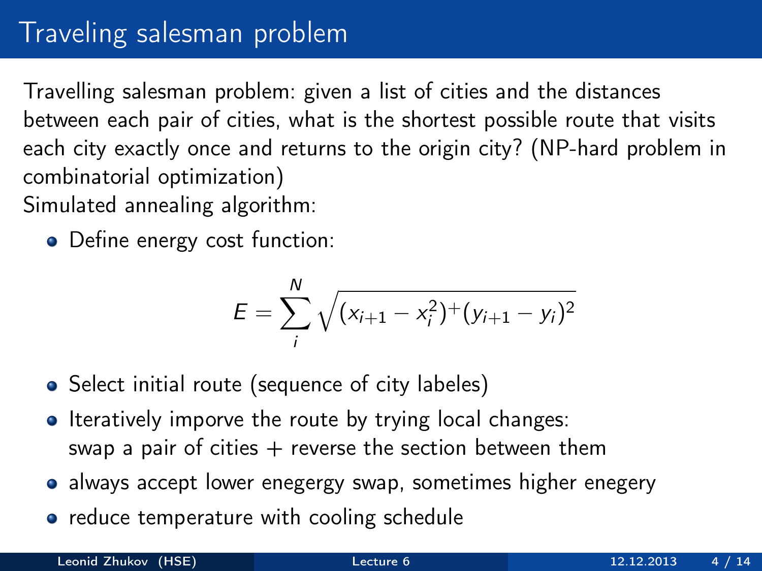# Traveling salesman problem

Travelling salesman problem: given a list of cities and the distances between each pair of cities, what is the shortest possible route that visits each city exactly once and returns to the origin city? (NP-hard problem in combinatorial optimization)

Simulated annealing algorithm:

- Define energy cost function:

$$E = \sum_{i}^{N} \sqrt{(x_{i+1} - x_i^2)^+ (y_{i+1} - y_i)^2}$$

- Select initial route (sequence of city labeles)
- Iteratively imporve the route by trying local changes: swap a pair of cities + reverse the section between them
- always accept lower enegergy swap, sometimes higher enegery
- reduce temperature with cooling schedule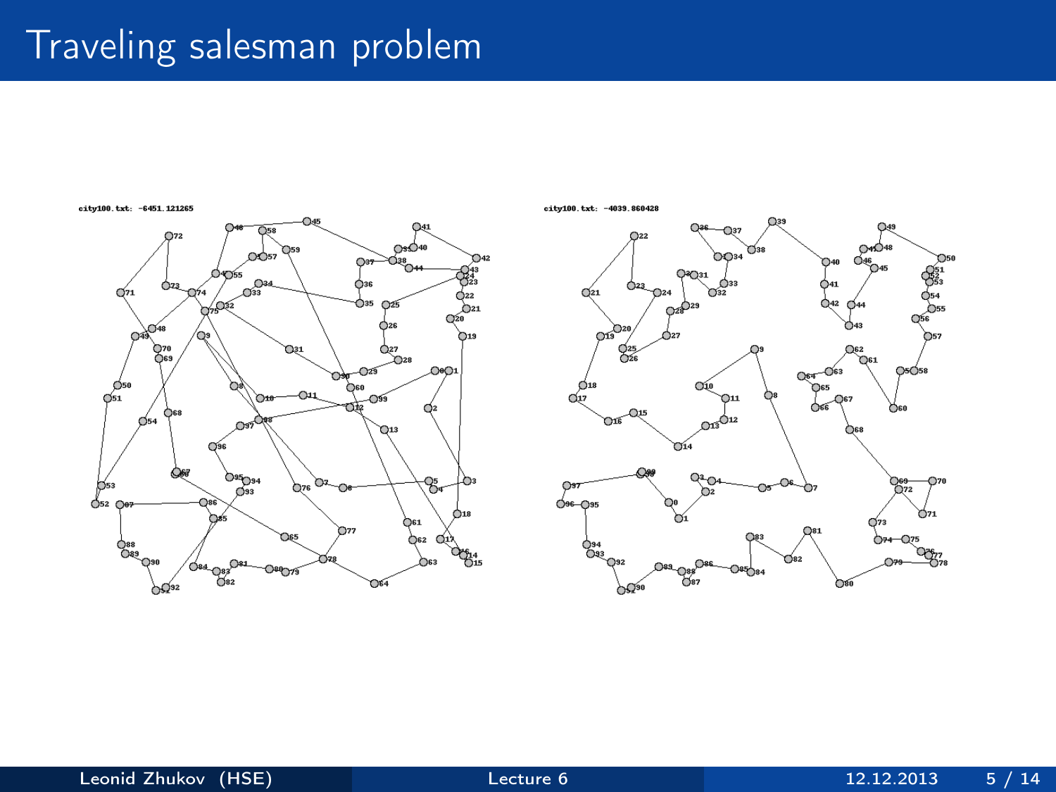# Traveling salesman problem

city100.txt: -6451.121265

city100.txt: -4039.860428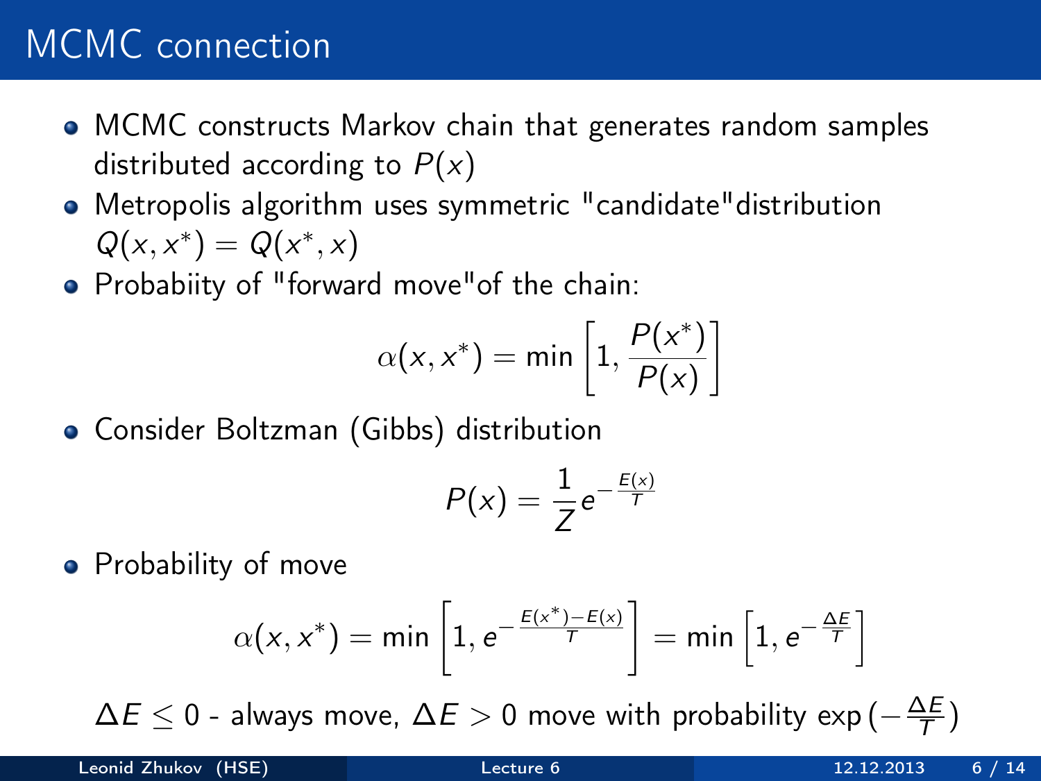# MCMC connection

- MCMC constructs Markov chain that generates random samples distributed according to $P(x)$
- Metropolis algorithm uses symmetric "candidate"distribution $Q(x, x^*) = Q(x^*, x)$
- Probabiity of "forward move"of the chain:

$$\alpha(x, x^*) = \min\left[1, \frac{P(x^*)}{P(x)}\right]$$

- Consider Boltzman (Gibbs) distribution

$$P(x) = \frac{1}{Z} e^{-\frac{E(x)}{T}}$$

- Probability of move

$$\alpha(x, x^*) = \min\left[1, e^{-\frac{E(x^*) - E(x)}{T}}\right] = \min\left[1, e^{-\frac{\Delta E}{T}}\right]$$

$\Delta E \leq 0$ - always move, $\Delta E > 0$ move with probability $\exp\left(-\frac{\Delta E}{T}\right)$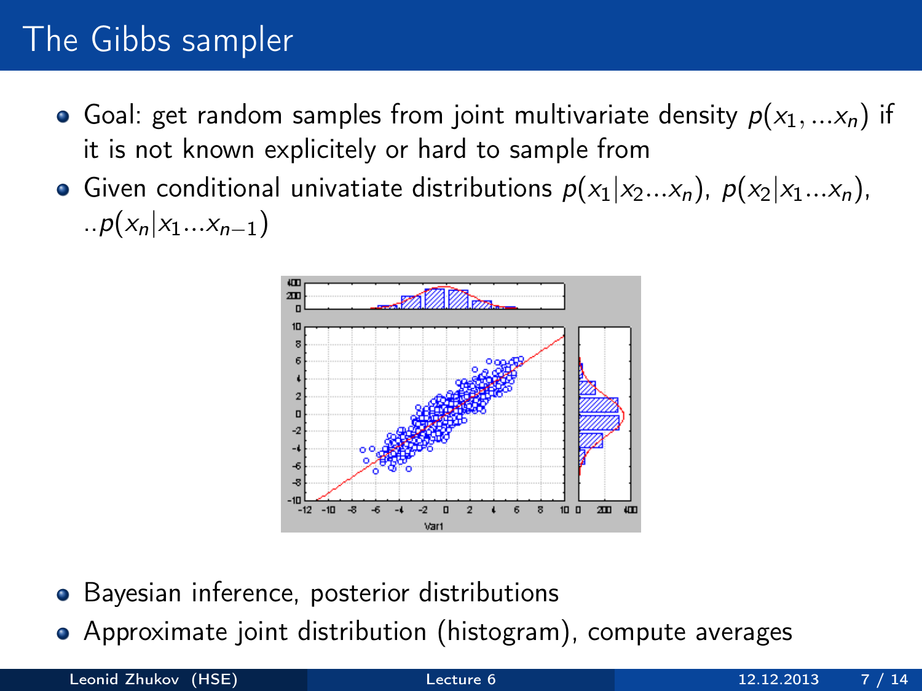# The Gibbs sampler

- Goal: get random samples from joint multivariate density $p(x_1, ...x_n)$ if it is not known explicitely or hard to sample from
- Given conditional univatiate distributions $p(x_1|x_2...x_n)$, $p(x_2|x_1...x_n)$, $..p(x_n|x_1...x_{n-1})$

- Bayesian inference, posterior distributions
- Approximate joint distribution (histogram), compute averages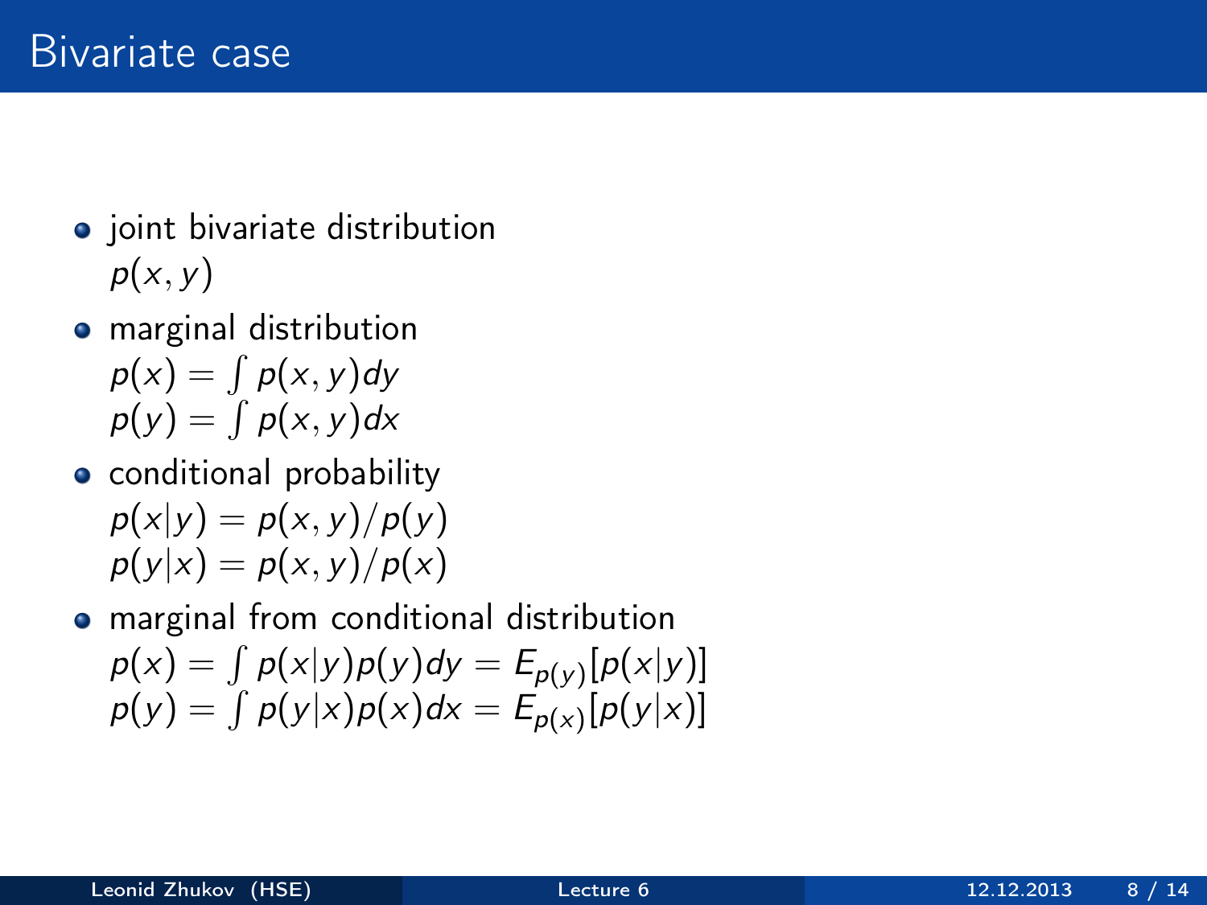# Bivariate case

- joint bivariate distribution
  $p(x, y)$
- marginal distribution
  $p(x) = \int p(x, y) dy$
  $p(y) = \int p(x, y) dx$
- conditional probability
  $p(x|y) = p(x, y)/p(y)$
  $p(y|x) = p(x, y)/p(x)$
- marginal from conditional distribution
  $p(x) = \int p(x|y) p(y) dy = E_{p(y)}[p(x|y)]$
  $p(y) = \int p(y|x) p(x) dx = E_{p(x)}[p(y|x)]$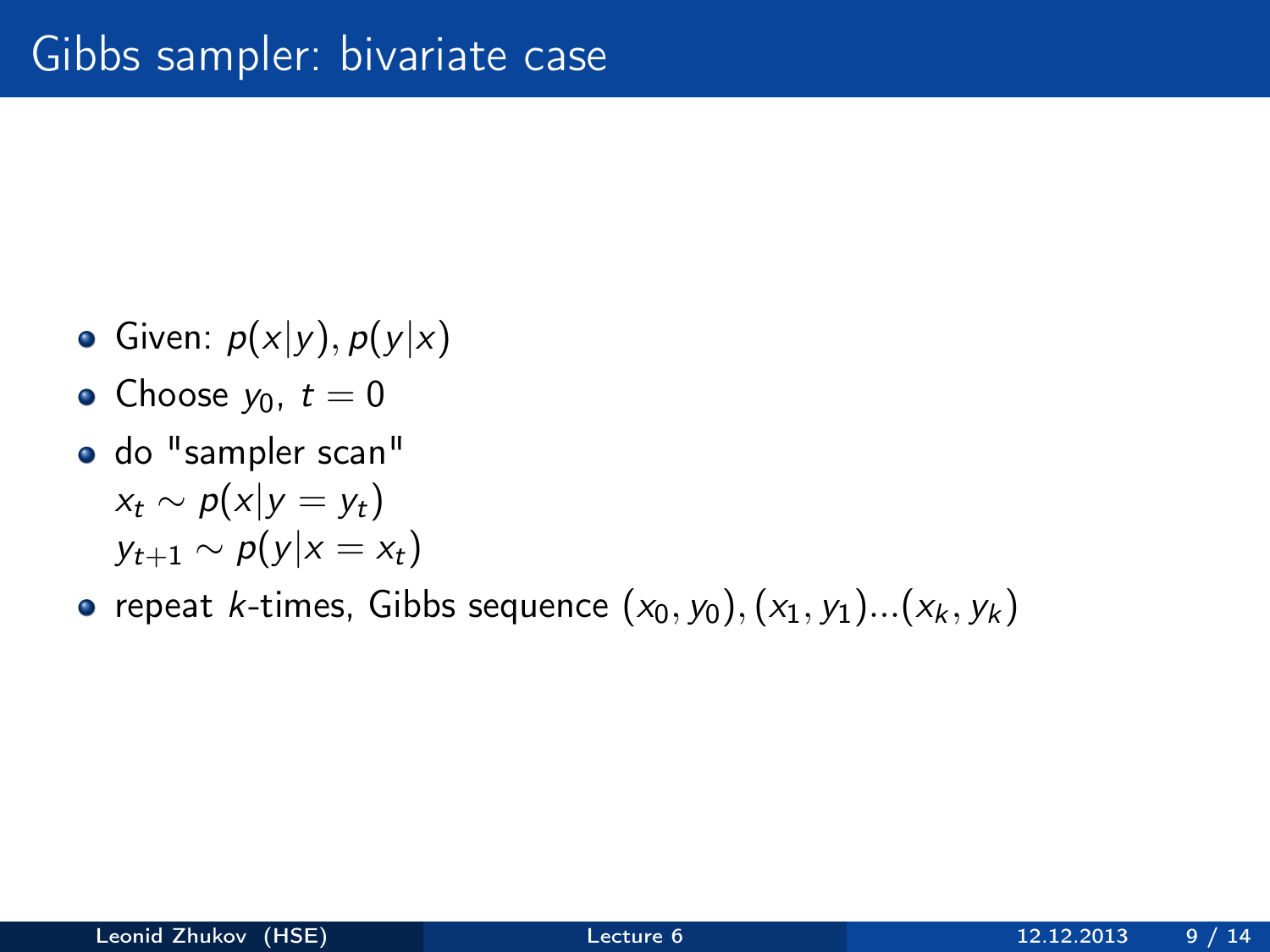# Gibbs sampler: bivariate case

- Given: $p(x|y), p(y|x)$
- Choose $y_0$, $t = 0$
- do "sampler scan"
  $x_t \sim p(x|y = y_t)$
  $y_{t+1} \sim p(y|x = x_t)$
- repeat $k$-times, Gibbs sequence $(x_0, y_0), (x_1, y_1)...(x_k, y_k)$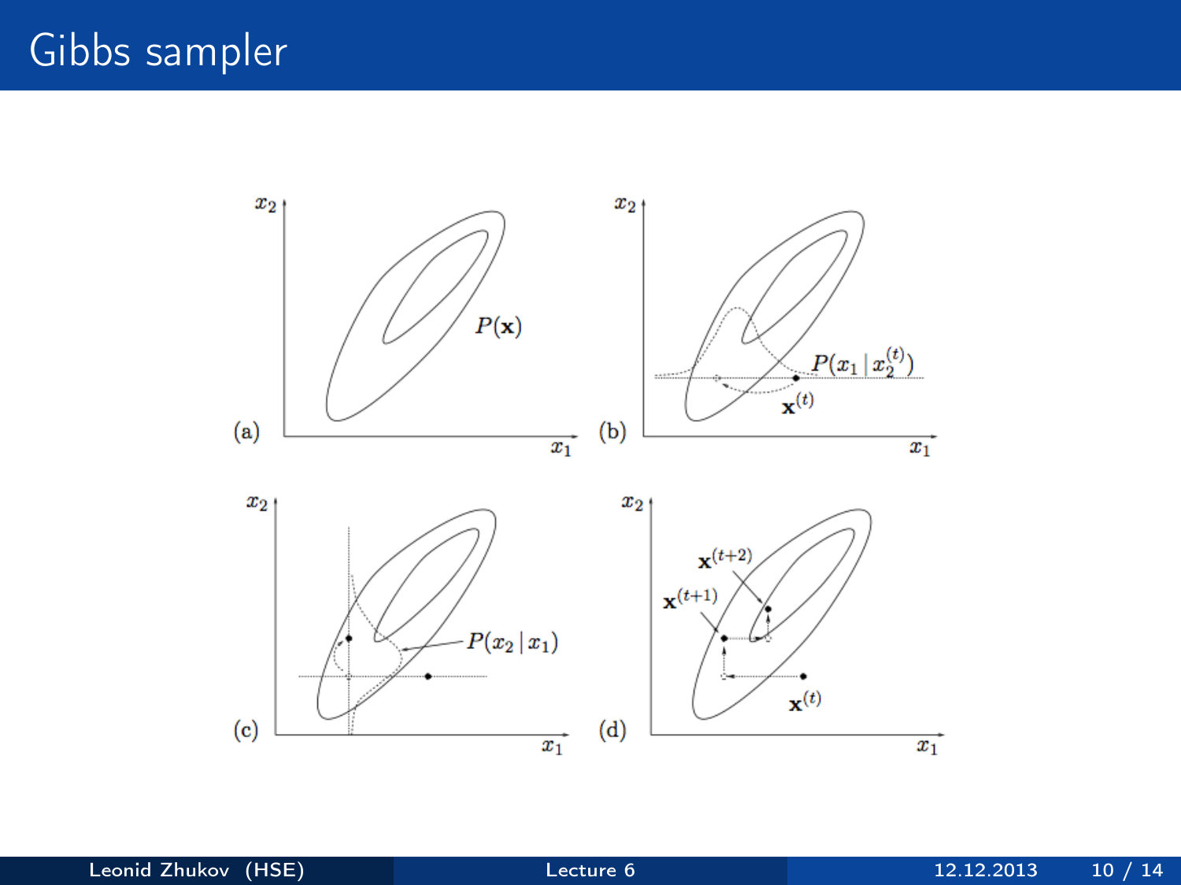# Gibbs sampler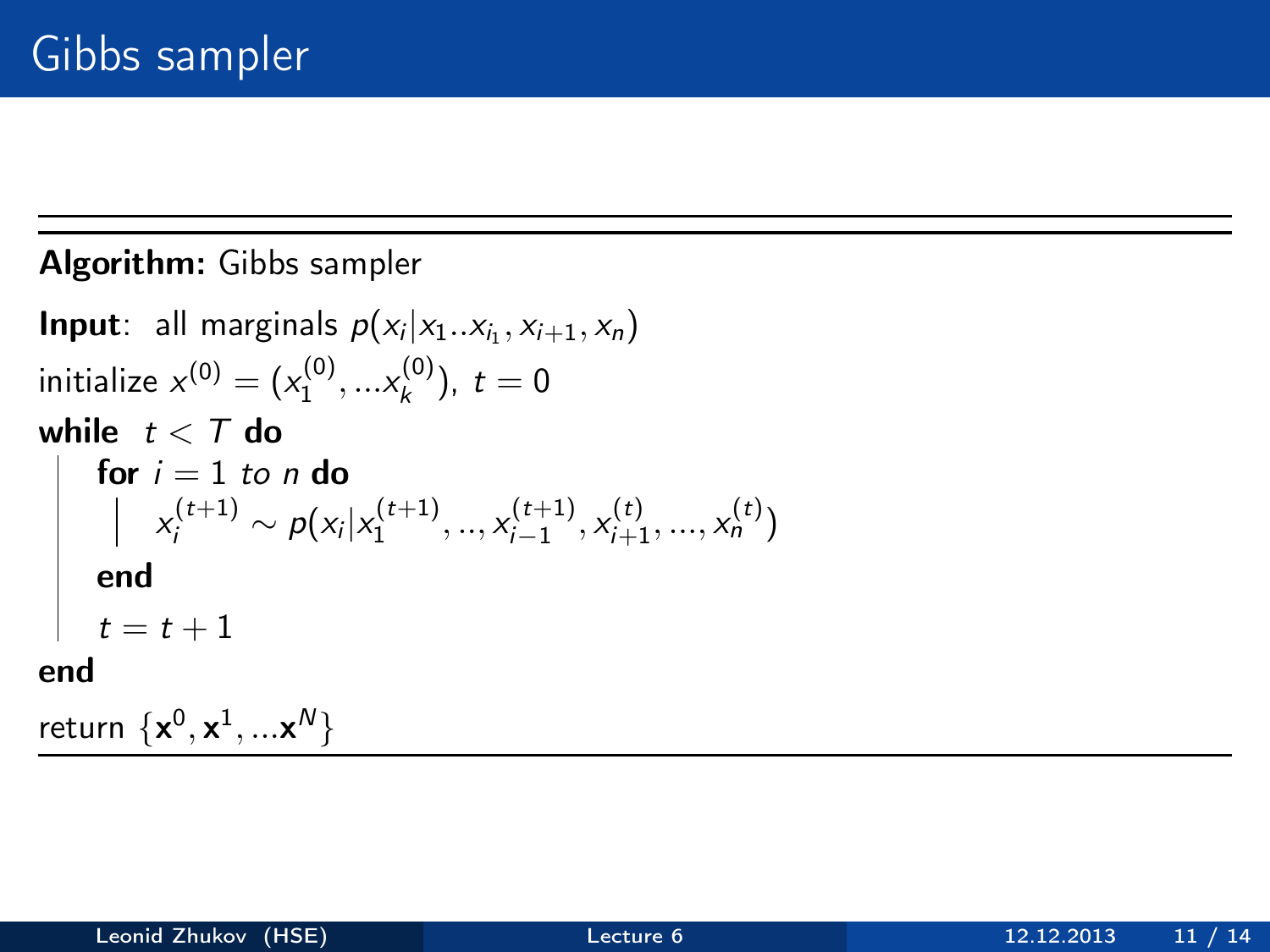# Gibbs sampler

---

**Algorithm:** Gibbs sampler

**Input**: all marginals $p(x_i|x_1..x_{i_1}, x_{i+1}, x_n)$

initialize $x^{(0)} = (x_1^{(0)}, ...x_k^{(0)})$, $t = 0$

**while** $t < T$ **do**

  **for** $i = 1$ *to* $n$ **do**

    $x_i^{(t+1)} \sim p(x_i|x_1^{(t+1)}, .., x_{i-1}^{(t+1)}, x_{i+1}^{(t)}, ..., x_n^{(t)})$

  **end**

  $t = t + 1$

**end**

return $\{\mathbf{x}^0, \mathbf{x}^1, ...\mathbf{x}^N\}$

---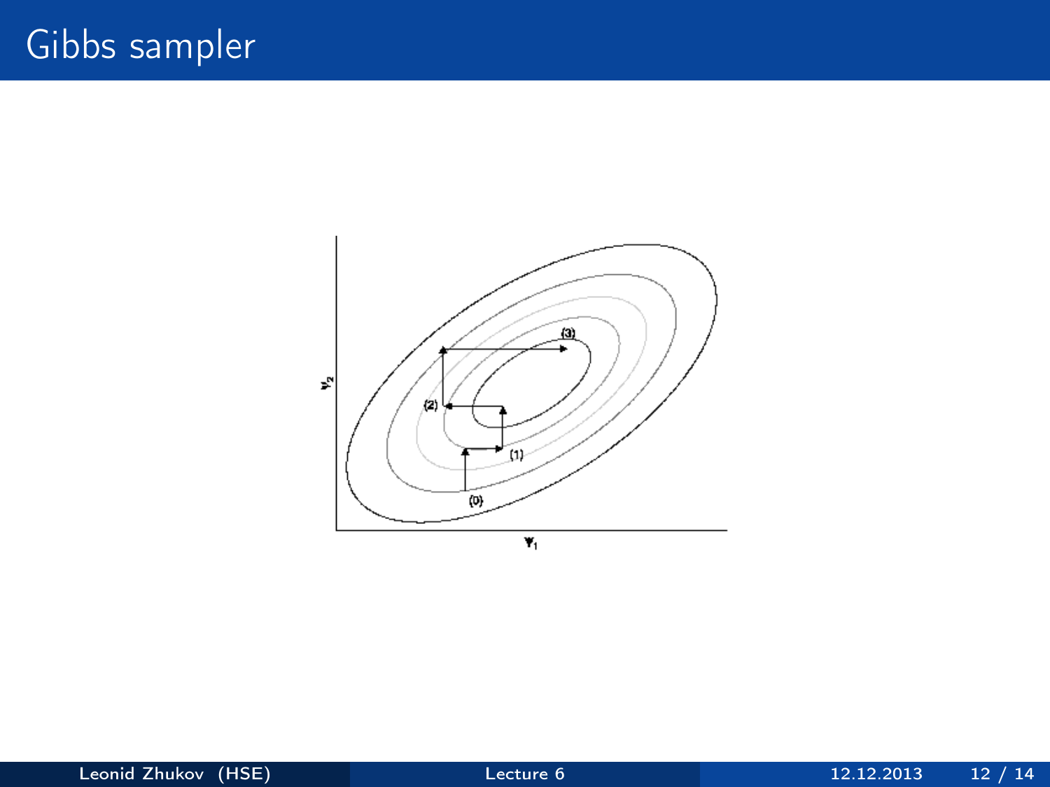# Gibbs sampler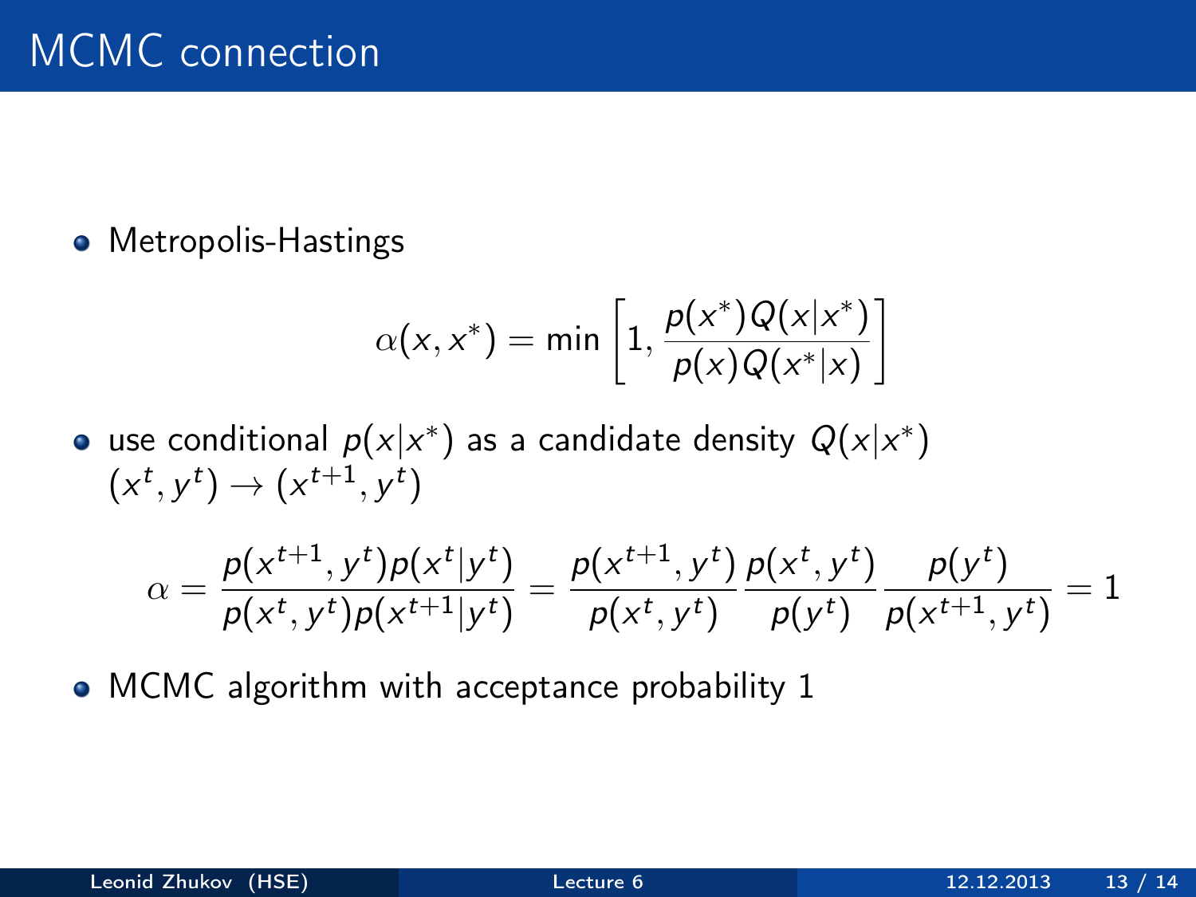# MCMC connection

- Metropolis-Hastings

$$\alpha(x, x^*) = \min \left[ 1, \frac{p(x^*) Q(x|x^*)}{p(x) Q(x^*|x)} \right]$$

- use conditional $p(x|x^*)$ as a candidate density $Q(x|x^*)$
  $(x^t, y^t) \rightarrow (x^{t+1}, y^t)$

$$\alpha = \frac{p(x^{t+1}, y^t) p(x^t|y^t)}{p(x^t, y^t) p(x^{t+1}|y^t)} = \frac{p(x^{t+1}, y^t)}{p(x^t, y^t)} \frac{p(x^t, y^t)}{p(y^t)} \frac{p(y^t)}{p(x^{t+1}, y^t)} = 1$$

- MCMC algorithm with acceptance probability 1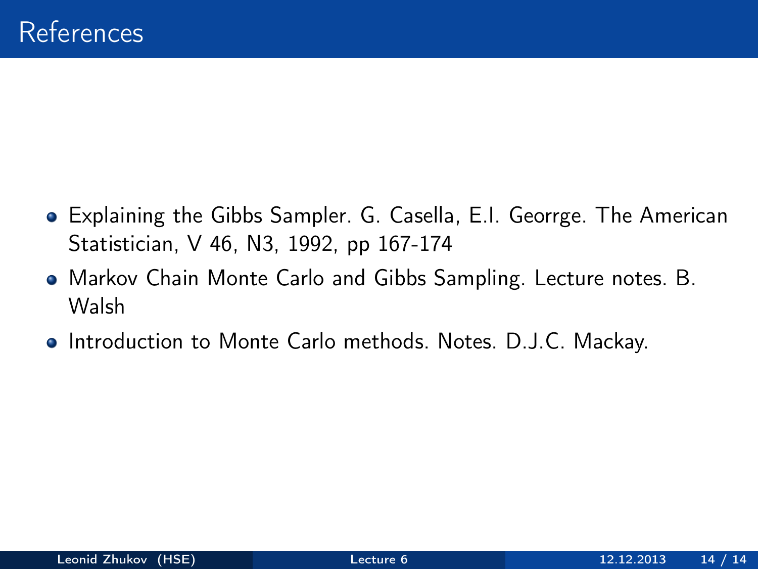# References

- Explaining the Gibbs Sampler. G. Casella, E.I. Georrge. The American Statistician, V 46, N3, 1992, pp 167-174
- Markov Chain Monte Carlo and Gibbs Sampling. Lecture notes. B. Walsh
- Introduction to Monte Carlo methods. Notes. D.J.C. Mackay.